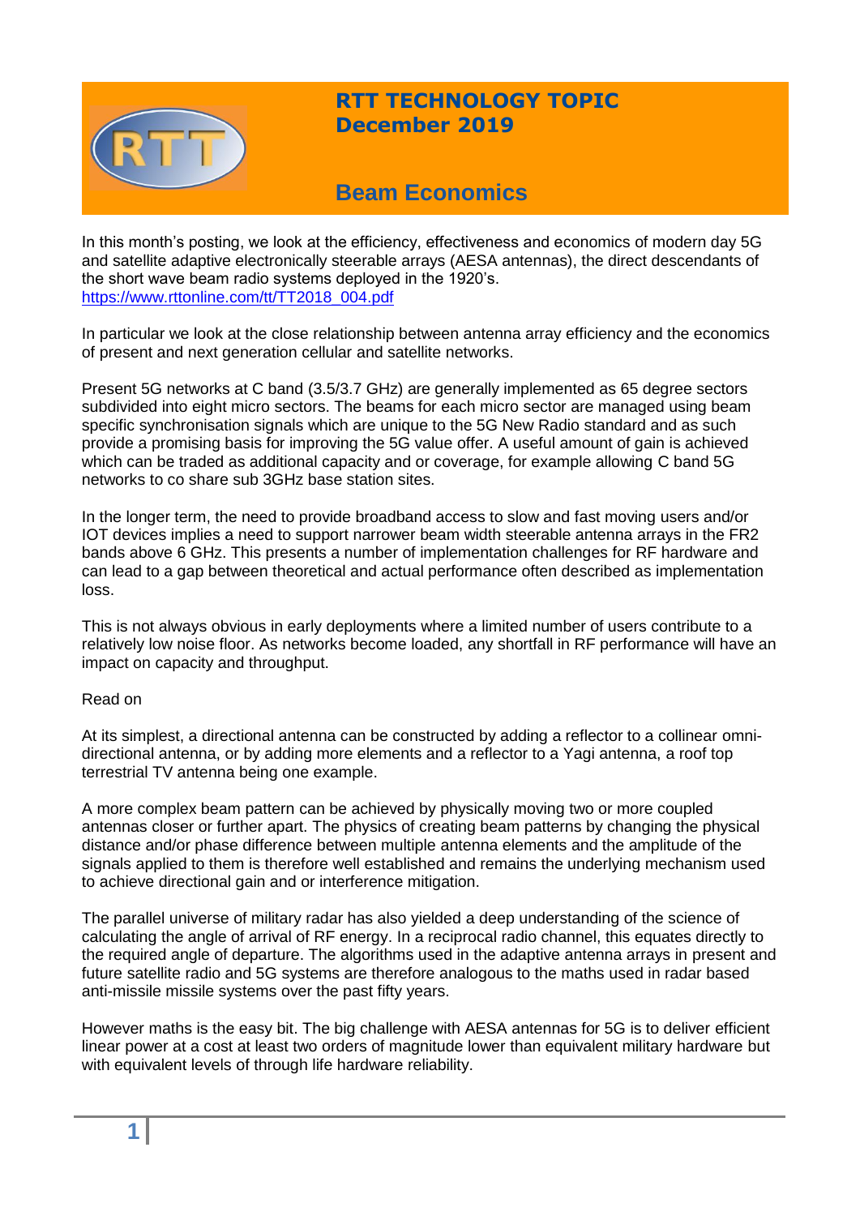# RTT TECHNOLOGY TOPIC
## December 2019

## Beam Economics

In this month's posting, we look at the efficiency, effectiveness and economics of modern day 5G and satellite adaptive electronically steerable arrays (AESA antennas), the direct descendants of the short wave beam radio systems deployed in the 1920's.
https://www.rttonline.com/tt/TT2018_004.pdf

In particular we look at the close relationship between antenna array efficiency and the economics of present and next generation cellular and satellite networks.

Present 5G networks at C band (3.5/3.7 GHz) are generally implemented as 65 degree sectors subdivided into eight micro sectors. The beams for each micro sector are managed using beam specific synchronisation signals which are unique to the 5G New Radio standard and as such provide a promising basis for improving the 5G value offer. A useful amount of gain is achieved which can be traded as additional capacity and or coverage, for example allowing C band 5G networks to co share sub 3GHz base station sites.

In the longer term, the need to provide broadband access to slow and fast moving users and/or IOT devices implies a need to support narrower beam width steerable antenna arrays in the FR2 bands above 6 GHz. This presents a number of implementation challenges for RF hardware and can lead to a gap between theoretical and actual performance often described as implementation loss.

This is not always obvious in early deployments where a limited number of users contribute to a relatively low noise floor. As networks become loaded, any shortfall in RF performance will have an impact on capacity and throughput.

Read on

At its simplest, a directional antenna can be constructed by adding a reflector to a collinear omni-directional antenna, or by adding more elements and a reflector to a Yagi antenna, a roof top terrestrial TV antenna being one example.

A more complex beam pattern can be achieved by physically moving two or more coupled antennas closer or further apart. The physics of creating beam patterns by changing the physical distance and/or phase difference between multiple antenna elements and the amplitude of the signals applied to them is therefore well established and remains the underlying mechanism used to achieve directional gain and or interference mitigation.

The parallel universe of military radar has also yielded a deep understanding of the science of calculating the angle of arrival of RF energy. In a reciprocal radio channel, this equates directly to the required angle of departure. The algorithms used in the adaptive antenna arrays in present and future satellite radio and 5G systems are therefore analogous to the maths used in radar based anti-missile missile systems over the past fifty years.

However maths is the easy bit. The big challenge with AESA antennas for 5G is to deliver efficient linear power at a cost at least two orders of magnitude lower than equivalent military hardware but with equivalent levels of through life hardware reliability.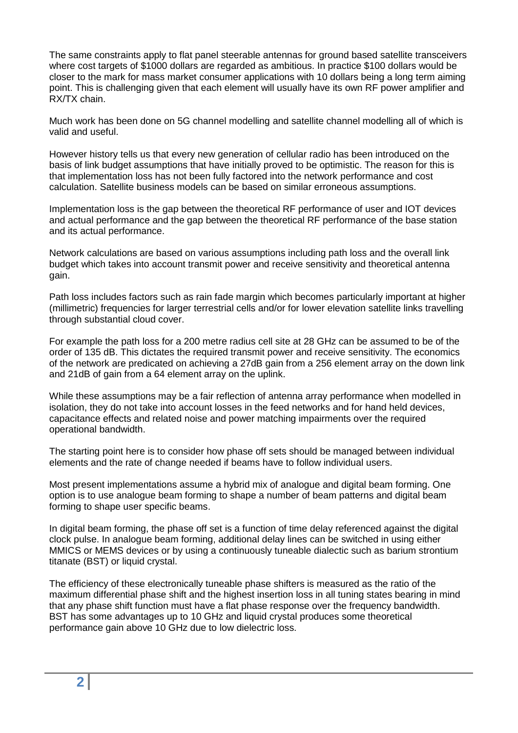The same constraints apply to flat panel steerable antennas for ground based satellite transceivers where cost targets of $1000 dollars are regarded as ambitious. In practice $100 dollars would be closer to the mark for mass market consumer applications with 10 dollars being a long term aiming point. This is challenging given that each element will usually have its own RF power amplifier and RX/TX chain.

Much work has been done on 5G channel modelling and satellite channel modelling all of which is valid and useful.

However history tells us that every new generation of cellular radio has been introduced on the basis of link budget assumptions that have initially proved to be optimistic. The reason for this is that implementation loss has not been fully factored into the network performance and cost calculation. Satellite business models can be based on similar erroneous assumptions.

Implementation loss is the gap between the theoretical RF performance of user and IOT devices and actual performance and the gap between the theoretical RF performance of the base station and its actual performance.

Network calculations are based on various assumptions including path loss and the overall link budget which takes into account transmit power and receive sensitivity and theoretical antenna gain.

Path loss includes factors such as rain fade margin which becomes particularly important at higher (millimetric) frequencies for larger terrestrial cells and/or for lower elevation satellite links travelling through substantial cloud cover.

For example the path loss for a 200 metre radius cell site at 28 GHz can be assumed to be of the order of 135 dB. This dictates the required transmit power and receive sensitivity. The economics of the network are predicated on achieving a 27dB gain from a 256 element array on the down link and 21dB of gain from a 64 element array on the uplink.

While these assumptions may be a fair reflection of antenna array performance when modelled in isolation, they do not take into account losses in the feed networks and for hand held devices, capacitance effects and related noise and power matching impairments over the required operational bandwidth.

The starting point here is to consider how phase off sets should be managed between individual elements and the rate of change needed if beams have to follow individual users.

Most present implementations assume a hybrid mix of analogue and digital beam forming. One option is to use analogue beam forming to shape a number of beam patterns and digital beam forming to shape user specific beams.

In digital beam forming, the phase off set is a function of time delay referenced against the digital clock pulse. In analogue beam forming, additional delay lines can be switched in using either MMICS or MEMS devices or by using a continuously tuneable dialectic such as barium strontium titanate (BST) or liquid crystal.

The efficiency of these electronically tuneable phase shifters is measured as the ratio of the maximum differential phase shift and the highest insertion loss in all tuning states bearing in mind that any phase shift function must have a flat phase response over the frequency bandwidth. BST has some advantages up to 10 GHz and liquid crystal produces some theoretical performance gain above 10 GHz due to low dielectric loss.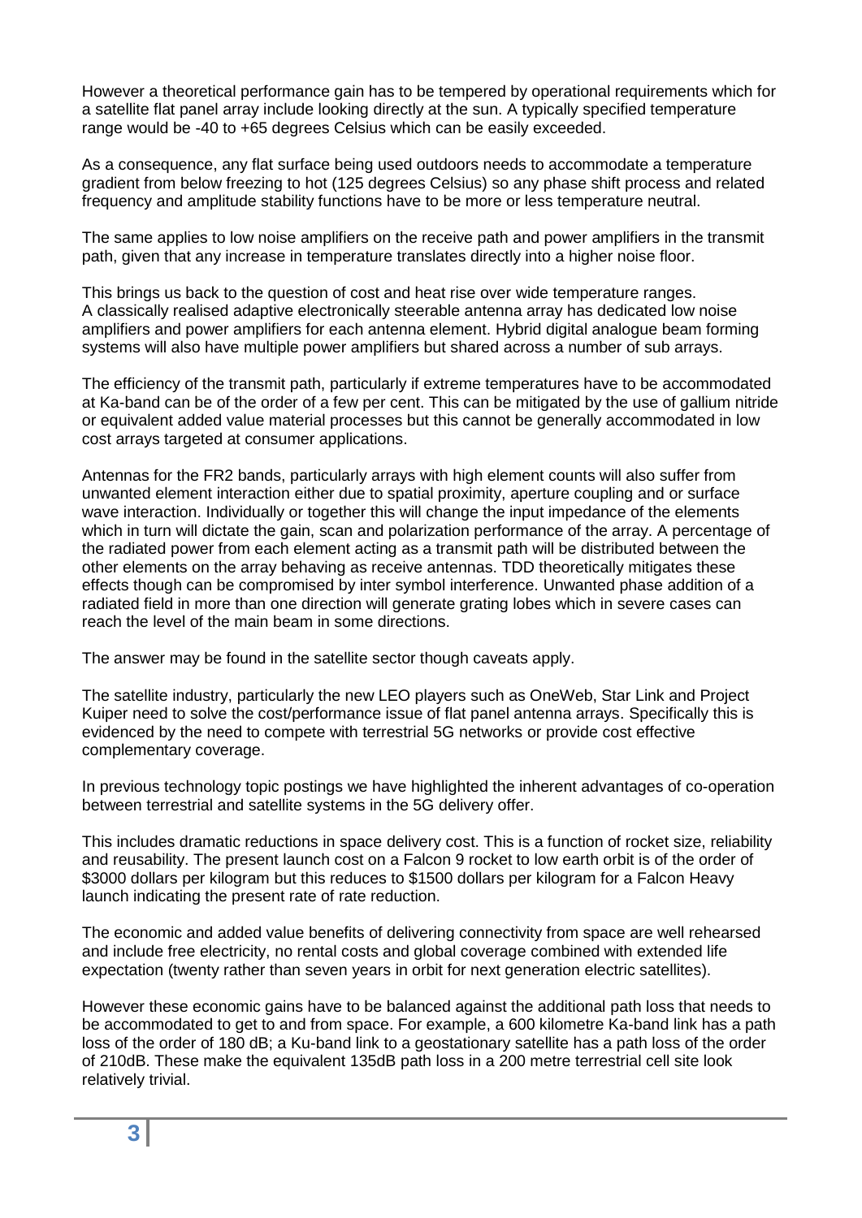However a theoretical performance gain has to be tempered by operational requirements which for a satellite flat panel array include looking directly at the sun. A typically specified temperature range would be -40 to +65 degrees Celsius which can be easily exceeded.

As a consequence, any flat surface being used outdoors needs to accommodate a temperature gradient from below freezing to hot (125 degrees Celsius) so any phase shift process and related frequency and amplitude stability functions have to be more or less temperature neutral.

The same applies to low noise amplifiers on the receive path and power amplifiers in the transmit path, given that any increase in temperature translates directly into a higher noise floor.

This brings us back to the question of cost and heat rise over wide temperature ranges. A classically realised adaptive electronically steerable antenna array has dedicated low noise amplifiers and power amplifiers for each antenna element. Hybrid digital analogue beam forming systems will also have multiple power amplifiers but shared across a number of sub arrays.

The efficiency of the transmit path, particularly if extreme temperatures have to be accommodated at Ka-band can be of the order of a few per cent. This can be mitigated by the use of gallium nitride or equivalent added value material processes but this cannot be generally accommodated in low cost arrays targeted at consumer applications.

Antennas for the FR2 bands, particularly arrays with high element counts will also suffer from unwanted element interaction either due to spatial proximity, aperture coupling and or surface wave interaction. Individually or together this will change the input impedance of the elements which in turn will dictate the gain, scan and polarization performance of the array. A percentage of the radiated power from each element acting as a transmit path will be distributed between the other elements on the array behaving as receive antennas. TDD theoretically mitigates these effects though can be compromised by inter symbol interference. Unwanted phase addition of a radiated field in more than one direction will generate grating lobes which in severe cases can reach the level of the main beam in some directions.

The answer may be found in the satellite sector though caveats apply.

The satellite industry, particularly the new LEO players such as OneWeb, Star Link and Project Kuiper need to solve the cost/performance issue of flat panel antenna arrays. Specifically this is evidenced by the need to compete with terrestrial 5G networks or provide cost effective complementary coverage.

In previous technology topic postings we have highlighted the inherent advantages of co-operation between terrestrial and satellite systems in the 5G delivery offer.

This includes dramatic reductions in space delivery cost. This is a function of rocket size, reliability and reusability. The present launch cost on a Falcon 9 rocket to low earth orbit is of the order of $3000 dollars per kilogram but this reduces to $1500 dollars per kilogram for a Falcon Heavy launch indicating the present rate of rate reduction.

The economic and added value benefits of delivering connectivity from space are well rehearsed and include free electricity, no rental costs and global coverage combined with extended life expectation (twenty rather than seven years in orbit for next generation electric satellites).

However these economic gains have to be balanced against the additional path loss that needs to be accommodated to get to and from space. For example, a 600 kilometre Ka-band link has a path loss of the order of 180 dB; a Ku-band link to a geostationary satellite has a path loss of the order of 210dB. These make the equivalent 135dB path loss in a 200 metre terrestrial cell site look relatively trivial.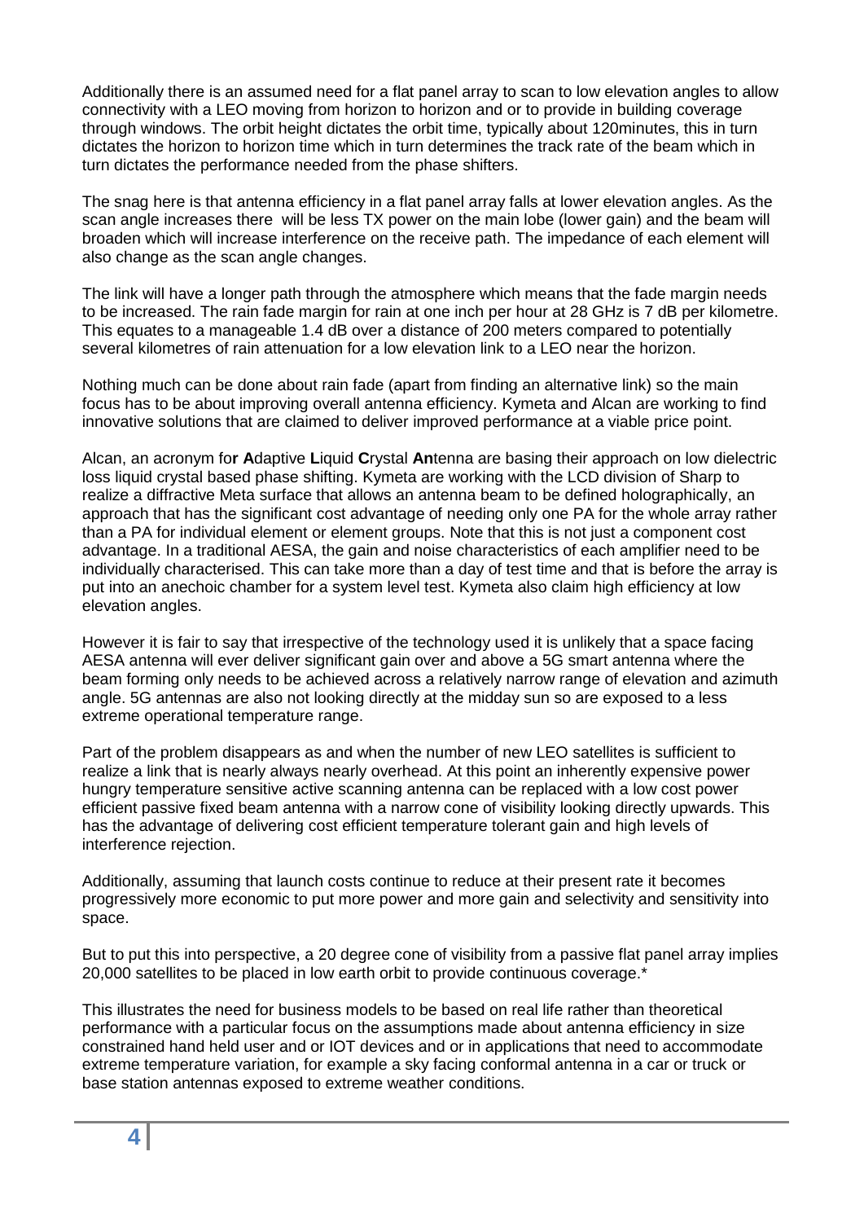Additionally there is an assumed need for a flat panel array to scan to low elevation angles to allow connectivity with a LEO moving from horizon to horizon and or to provide in building coverage through windows. The orbit height dictates the orbit time, typically about 120minutes, this in turn dictates the horizon to horizon time which in turn determines the track rate of the beam which in turn dictates the performance needed from the phase shifters.

The snag here is that antenna efficiency in a flat panel array falls at lower elevation angles. As the scan angle increases there will be less TX power on the main lobe (lower gain) and the beam will broaden which will increase interference on the receive path. The impedance of each element will also change as the scan angle changes.

The link will have a longer path through the atmosphere which means that the fade margin needs to be increased. The rain fade margin for rain at one inch per hour at 28 GHz is 7 dB per kilometre. This equates to a manageable 1.4 dB over a distance of 200 meters compared to potentially several kilometres of rain attenuation for a low elevation link to a LEO near the horizon.

Nothing much can be done about rain fade (apart from finding an alternative link) so the main focus has to be about improving overall antenna efficiency. Kymeta and Alcan are working to find innovative solutions that are claimed to deliver improved performance at a viable price point.

Alcan, an acronym fo**r A**daptive **L**iquid **C**rystal **An**tenna are basing their approach on low dielectric loss liquid crystal based phase shifting. Kymeta are working with the LCD division of Sharp to realize a diffractive Meta surface that allows an antenna beam to be defined holographically, an approach that has the significant cost advantage of needing only one PA for the whole array rather than a PA for individual element or element groups. Note that this is not just a component cost advantage. In a traditional AESA, the gain and noise characteristics of each amplifier need to be individually characterised. This can take more than a day of test time and that is before the array is put into an anechoic chamber for a system level test. Kymeta also claim high efficiency at low elevation angles.

However it is fair to say that irrespective of the technology used it is unlikely that a space facing AESA antenna will ever deliver significant gain over and above a 5G smart antenna where the beam forming only needs to be achieved across a relatively narrow range of elevation and azimuth angle. 5G antennas are also not looking directly at the midday sun so are exposed to a less extreme operational temperature range.

Part of the problem disappears as and when the number of new LEO satellites is sufficient to realize a link that is nearly always nearly overhead. At this point an inherently expensive power hungry temperature sensitive active scanning antenna can be replaced with a low cost power efficient passive fixed beam antenna with a narrow cone of visibility looking directly upwards. This has the advantage of delivering cost efficient temperature tolerant gain and high levels of interference rejection.

Additionally, assuming that launch costs continue to reduce at their present rate it becomes progressively more economic to put more power and more gain and selectivity and sensitivity into space.

But to put this into perspective, a 20 degree cone of visibility from a passive flat panel array implies 20,000 satellites to be placed in low earth orbit to provide continuous coverage.*

This illustrates the need for business models to be based on real life rather than theoretical performance with a particular focus on the assumptions made about antenna efficiency in size constrained hand held user and or IOT devices and or in applications that need to accommodate extreme temperature variation, for example a sky facing conformal antenna in a car or truck or base station antennas exposed to extreme weather conditions.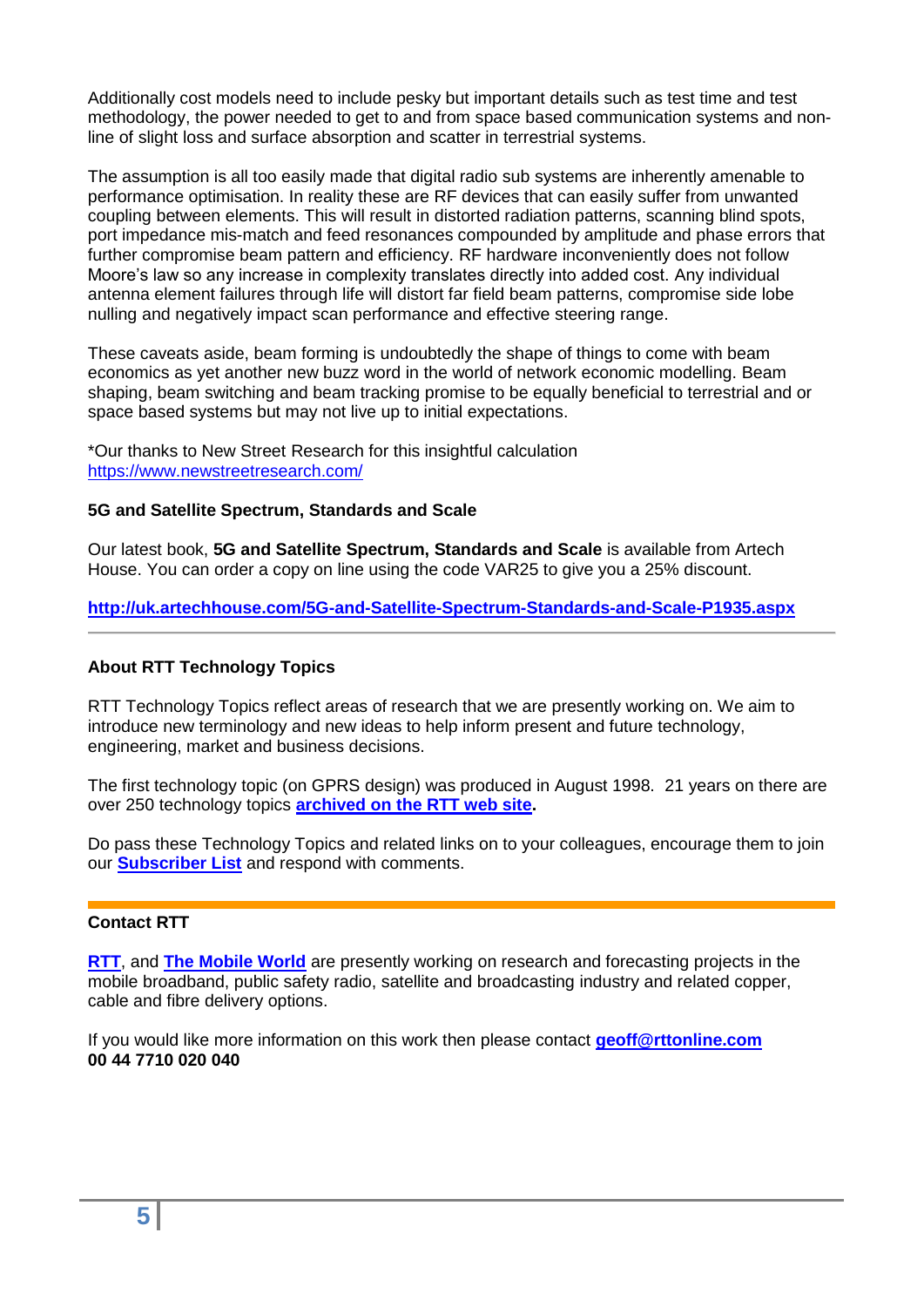Additionally cost models need to include pesky but important details such as test time and test methodology, the power needed to get to and from space based communication systems and non-line of slight loss and surface absorption and scatter in terrestrial systems.

The assumption is all too easily made that digital radio sub systems are inherently amenable to performance optimisation. In reality these are RF devices that can easily suffer from unwanted coupling between elements. This will result in distorted radiation patterns, scanning blind spots, port impedance mis-match and feed resonances compounded by amplitude and phase errors that further compromise beam pattern and efficiency. RF hardware inconveniently does not follow Moore's law so any increase in complexity translates directly into added cost. Any individual antenna element failures through life will distort far field beam patterns, compromise side lobe nulling and negatively impact scan performance and effective steering range.

These caveats aside, beam forming is undoubtedly the shape of things to come with beam economics as yet another new buzz word in the world of network economic modelling. Beam shaping, beam switching and beam tracking promise to be equally beneficial to terrestrial and or space based systems but may not live up to initial expectations.

*Our thanks to New Street Research for this insightful calculation
https://www.newstreetresearch.com/

### 5G and Satellite Spectrum, Standards and Scale

Our latest book, **5G and Satellite Spectrum, Standards and Scale** is available from Artech House. You can order a copy on line using the code VAR25 to give you a 25% discount.

**http://uk.artechhouse.com/5G-and-Satellite-Spectrum-Standards-and-Scale-P1935.aspx**

---

### About RTT Technology Topics

RTT Technology Topics reflect areas of research that we are presently working on. We aim to introduce new terminology and new ideas to help inform present and future technology, engineering, market and business decisions.

The first technology topic (on GPRS design) was produced in August 1998. 21 years on there are over 250 technology topics **archived on the RTT web site.**

Do pass these Technology Topics and related links on to your colleagues, encourage them to join our **Subscriber List** and respond with comments.

---

### Contact RTT

**RTT**, and **The Mobile World** are presently working on research and forecasting projects in the mobile broadband, public safety radio, satellite and broadcasting industry and related copper, cable and fibre delivery options.

If you would like more information on this work then please contact **geoff@rttonline.com**
**00 44 7710 020 040**